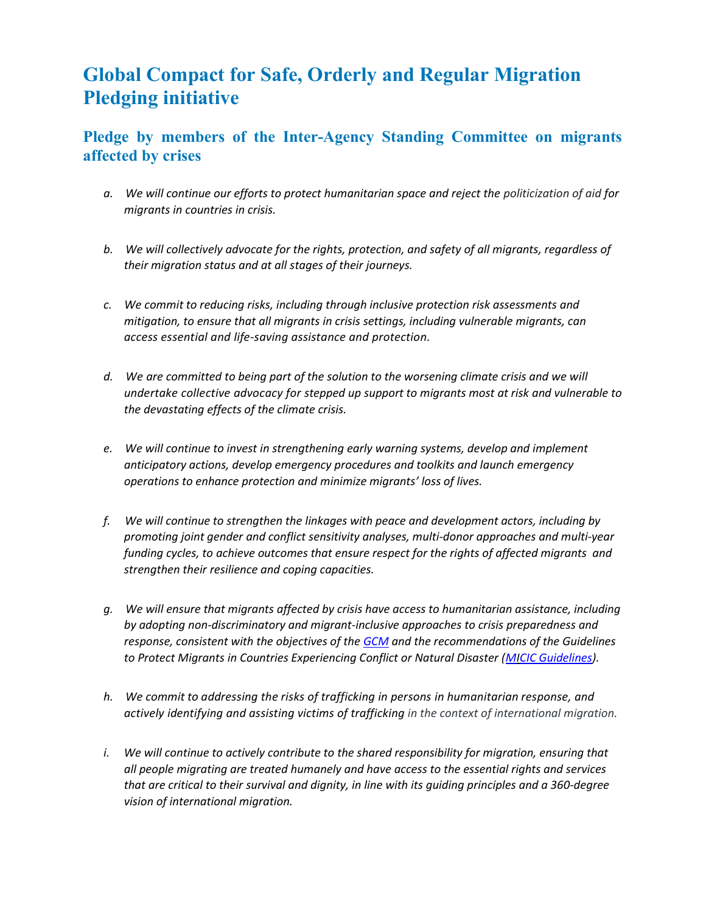# Global Compact for Safe, Orderly and Regular Migration Pledging initiative

## Pledge by members of the Inter-Agency Standing Committee on migrants affected by crises

a. *We will continue our efforts to protect humanitarian space and reject the politicization of aid for migrants in countries in crisis.*

b. *We will collectively advocate for the rights, protection, and safety of all migrants, regardless of their migration status and at all stages of their journeys.*

c. *We commit to reducing risks, including through inclusive protection risk assessments and mitigation, to ensure that all migrants in crisis settings, including vulnerable migrants, can access essential and life-saving assistance and protection.*

d. *We are committed to being part of the solution to the worsening climate crisis and we will undertake collective advocacy for stepped up support to migrants most at risk and vulnerable to the devastating effects of the climate crisis.*

e. *We will continue to invest in strengthening early warning systems, develop and implement anticipatory actions, develop emergency procedures and toolkits and launch emergency operations to enhance protection and minimize migrants' loss of lives.*

f. *We will continue to strengthen the linkages with peace and development actors, including by promoting joint gender and conflict sensitivity analyses, multi-donor approaches and multi-year funding cycles, to achieve outcomes that ensure respect for the rights of affected migrants and strengthen their resilience and coping capacities.*

g. *We will ensure that migrants affected by crisis have access to humanitarian assistance, including by adopting non-discriminatory and migrant-inclusive approaches to crisis preparedness and response, consistent with the objectives of the GCM and the recommendations of the Guidelines to Protect Migrants in Countries Experiencing Conflict or Natural Disaster (MICIC Guidelines).*

h. *We commit to addressing the risks of trafficking in persons in humanitarian response, and actively identifying and assisting victims of trafficking in the context of international migration.*

i. *We will continue to actively contribute to the shared responsibility for migration, ensuring that all people migrating are treated humanely and have access to the essential rights and services that are critical to their survival and dignity, in line with its guiding principles and a 360-degree vision of international migration.*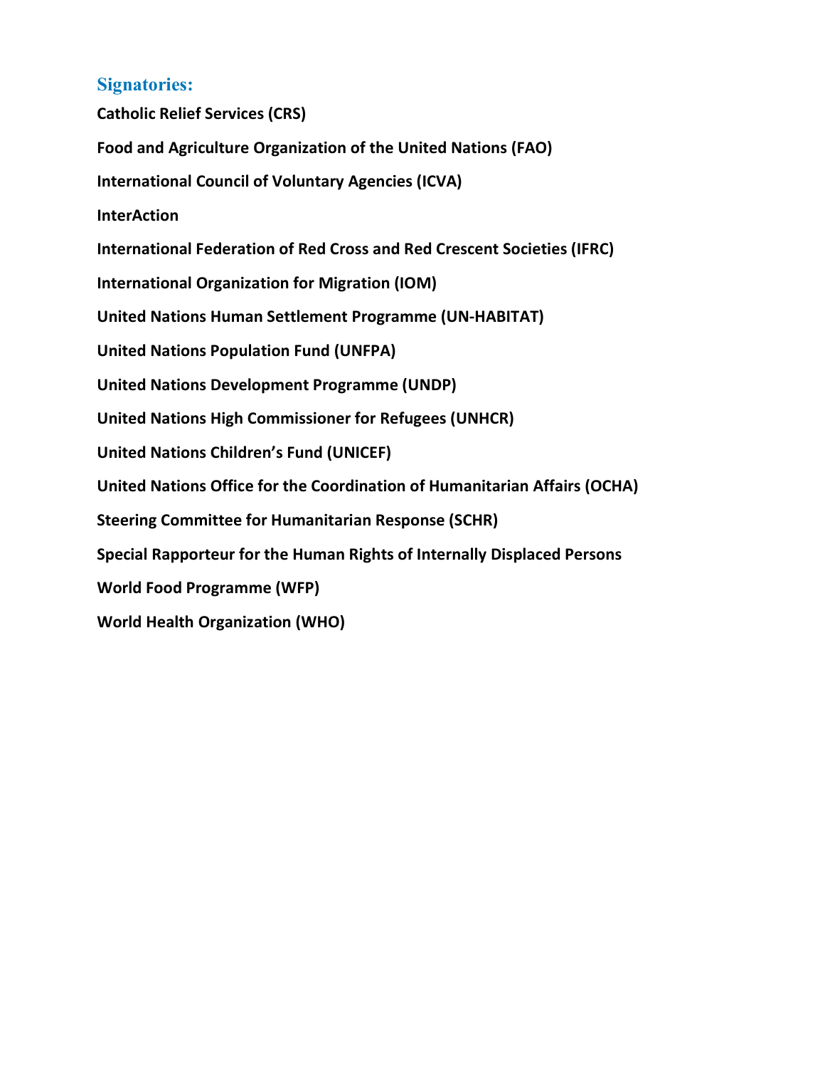## Signatories:

**Catholic Relief Services (CRS)**

**Food and Agriculture Organization of the United Nations (FAO)**

**International Council of Voluntary Agencies (ICVA)**

**InterAction**

**International Federation of Red Cross and Red Crescent Societies (IFRC)**

**International Organization for Migration (IOM)**

**United Nations Human Settlement Programme (UN-HABITAT)**

**United Nations Population Fund (UNFPA)**

**United Nations Development Programme (UNDP)**

**United Nations High Commissioner for Refugees (UNHCR)**

**United Nations Children's Fund (UNICEF)**

**United Nations Office for the Coordination of Humanitarian Affairs (OCHA)**

**Steering Committee for Humanitarian Response (SCHR)**

**Special Rapporteur for the Human Rights of Internally Displaced Persons**

**World Food Programme (WFP)**

**World Health Organization (WHO)**